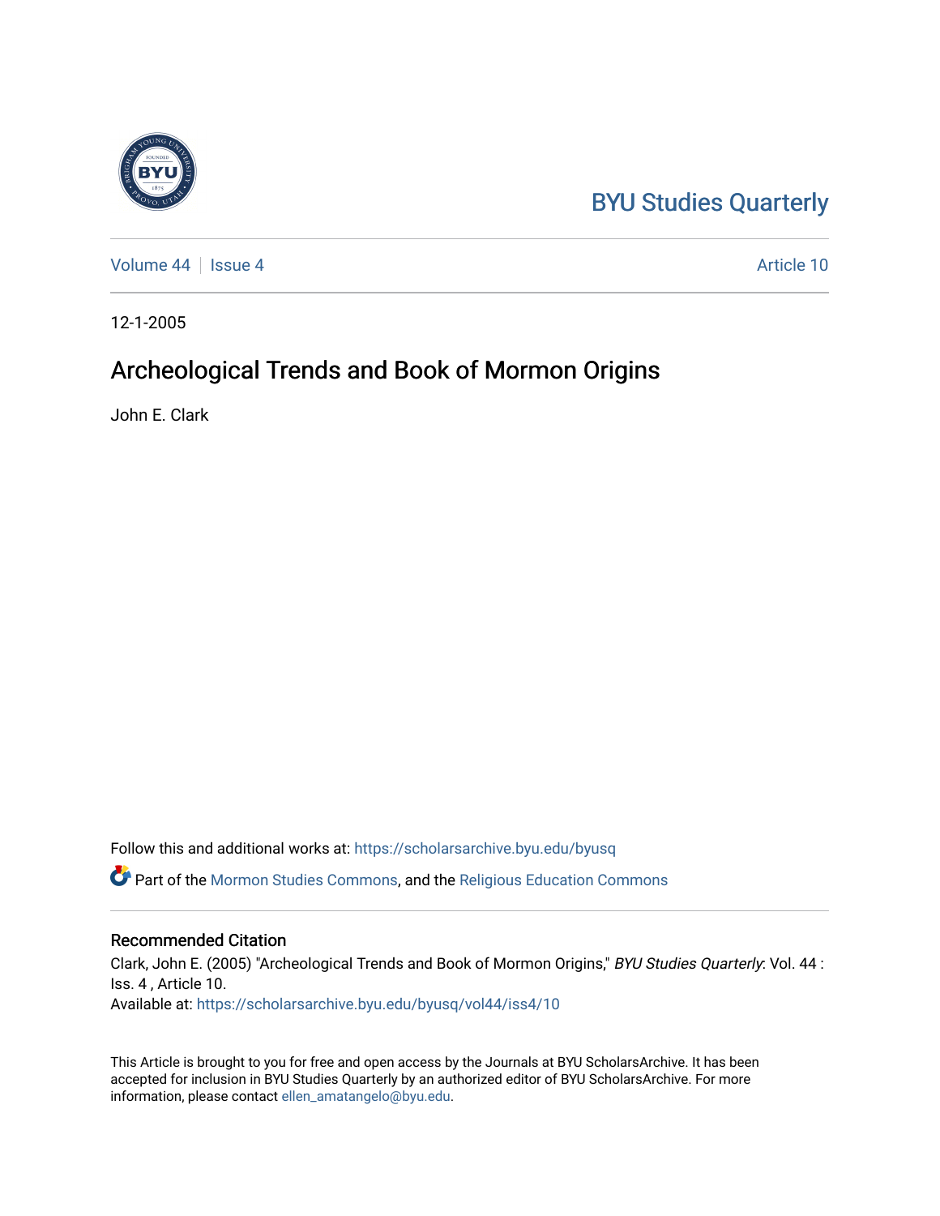BYU Studies Quarterly

Volume 44 | Issue 4 | Article 10

12-1-2005

# Archeological Trends and Book of Mormon Origins

John E. Clark

Follow this and additional works at: https://scholarsarchive.byu.edu/byusq

Part of the Mormon Studies Commons, and the Religious Education Commons

## Recommended Citation

Clark, John E. (2005) "Archeological Trends and Book of Mormon Origins," *BYU Studies Quarterly*: Vol. 44 : Iss. 4 , Article 10.
Available at: https://scholarsarchive.byu.edu/byusq/vol44/iss4/10

This Article is brought to you for free and open access by the Journals at BYU ScholarsArchive. It has been accepted for inclusion in BYU Studies Quarterly by an authorized editor of BYU ScholarsArchive. For more information, please contact ellen_amatangelo@byu.edu.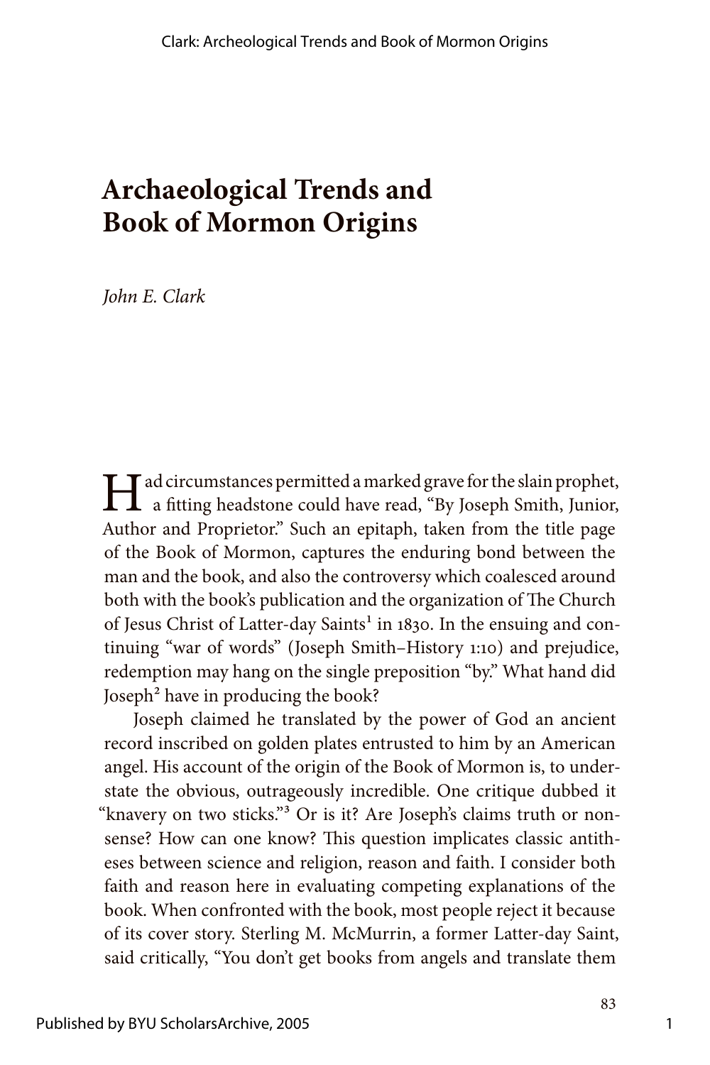# Archaeological Trends and Book of Mormon Origins

*John E. Clark*

Had circumstances permitted a marked grave for the slain prophet, a fitting headstone could have read, "By Joseph Smith, Junior, Author and Proprietor." Such an epitaph, taken from the title page of the Book of Mormon, captures the enduring bond between the man and the book, and also the controversy which coalesced around both with the book's publication and the organization of The Church of Jesus Christ of Latter-day Saints[1] in 1830. In the ensuing and continuing "war of words" (Joseph Smith–History 1:10) and prejudice, redemption may hang on the single preposition "by." What hand did Joseph[2] have in producing the book?

Joseph claimed he translated by the power of God an ancient record inscribed on golden plates entrusted to him by an American angel. His account of the origin of the Book of Mormon is, to understate the obvious, outrageously incredible. One critique dubbed it "knavery on two sticks."[3] Or is it? Are Joseph's claims truth or nonsense? How can one know? This question implicates classic antitheses between science and religion, reason and faith. I consider both faith and reason here in evaluating competing explanations of the book. When confronted with the book, most people reject it because of its cover story. Sterling M. McMurrin, a former Latter-day Saint, said critically, "You don't get books from angels and translate them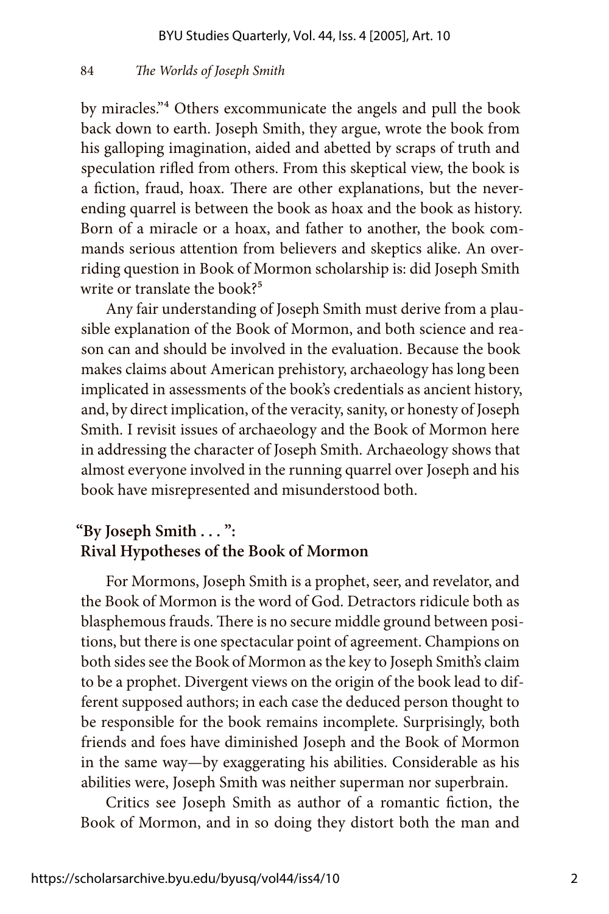by miracles."[4] Others excommunicate the angels and pull the book back down to earth. Joseph Smith, they argue, wrote the book from his galloping imagination, aided and abetted by scraps of truth and speculation rifled from others. From this skeptical view, the book is a fiction, fraud, hoax. There are other explanations, but the never-ending quarrel is between the book as hoax and the book as history. Born of a miracle or a hoax, and father to another, the book commands serious attention from believers and skeptics alike. An overriding question in Book of Mormon scholarship is: did Joseph Smith write or translate the book?[5]

Any fair understanding of Joseph Smith must derive from a plausible explanation of the Book of Mormon, and both science and reason can and should be involved in the evaluation. Because the book makes claims about American prehistory, archaeology has long been implicated in assessments of the book's credentials as ancient history, and, by direct implication, of the veracity, sanity, or honesty of Joseph Smith. I revisit issues of archaeology and the Book of Mormon here in addressing the character of Joseph Smith. Archaeology shows that almost everyone involved in the running quarrel over Joseph and his book have misrepresented and misunderstood both.

## "By Joseph Smith . . . ": Rival Hypotheses of the Book of Mormon

For Mormons, Joseph Smith is a prophet, seer, and revelator, and the Book of Mormon is the word of God. Detractors ridicule both as blasphemous frauds. There is no secure middle ground between positions, but there is one spectacular point of agreement. Champions on both sides see the Book of Mormon as the key to Joseph Smith's claim to be a prophet. Divergent views on the origin of the book lead to different supposed authors; in each case the deduced person thought to be responsible for the book remains incomplete. Surprisingly, both friends and foes have diminished Joseph and the Book of Mormon in the same way—by exaggerating his abilities. Considerable as his abilities were, Joseph Smith was neither superman nor superbrain.

Critics see Joseph Smith as author of a romantic fiction, the Book of Mormon, and in so doing they distort both the man and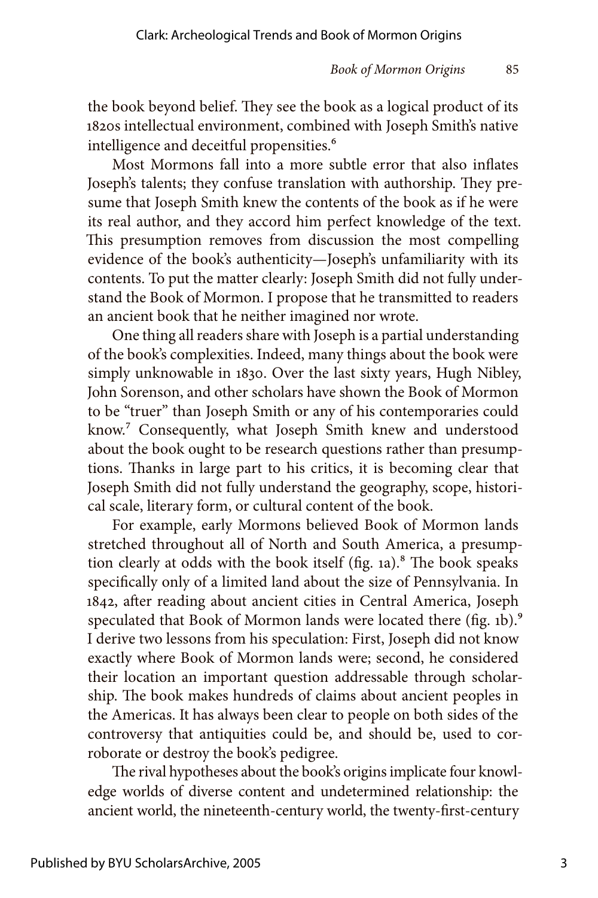the book beyond belief. They see the book as a logical product of its 1820s intellectual environment, combined with Joseph Smith's native intelligence and deceitful propensities.[6]

Most Mormons fall into a more subtle error that also inflates Joseph's talents; they confuse translation with authorship. They presume that Joseph Smith knew the contents of the book as if he were its real author, and they accord him perfect knowledge of the text. This presumption removes from discussion the most compelling evidence of the book's authenticity—Joseph's unfamiliarity with its contents. To put the matter clearly: Joseph Smith did not fully understand the Book of Mormon. I propose that he transmitted to readers an ancient book that he neither imagined nor wrote.

One thing all readers share with Joseph is a partial understanding of the book's complexities. Indeed, many things about the book were simply unknowable in 1830. Over the last sixty years, Hugh Nibley, John Sorenson, and other scholars have shown the Book of Mormon to be "truer" than Joseph Smith or any of his contemporaries could know.[7] Consequently, what Joseph Smith knew and understood about the book ought to be research questions rather than presumptions. Thanks in large part to his critics, it is becoming clear that Joseph Smith did not fully understand the geography, scope, historical scale, literary form, or cultural content of the book.

For example, early Mormons believed Book of Mormon lands stretched throughout all of North and South America, a presumption clearly at odds with the book itself (fig. 1a).[8] The book speaks specifically only of a limited land about the size of Pennsylvania. In 1842, after reading about ancient cities in Central America, Joseph speculated that Book of Mormon lands were located there (fig. 1b).[9] I derive two lessons from his speculation: First, Joseph did not know exactly where Book of Mormon lands were; second, he considered their location an important question addressable through scholarship. The book makes hundreds of claims about ancient peoples in the Americas. It has always been clear to people on both sides of the controversy that antiquities could be, and should be, used to corroborate or destroy the book's pedigree.

The rival hypotheses about the book's origins implicate four knowledge worlds of diverse content and undetermined relationship: the ancient world, the nineteenth-century world, the twenty-first-century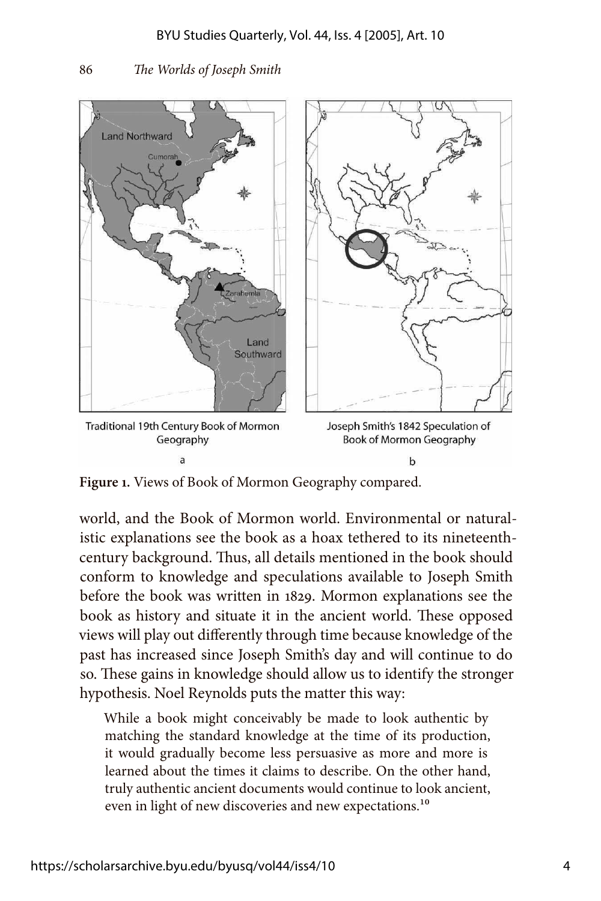Traditional 19th Century Book of Mormon Geography

a

Joseph Smith's 1842 Speculation of Book of Mormon Geography

b

**Figure 1.** Views of Book of Mormon Geography compared.

world, and the Book of Mormon world. Environmental or naturalistic explanations see the book as a hoax tethered to its nineteenth-century background. Thus, all details mentioned in the book should conform to knowledge and speculations available to Joseph Smith before the book was written in 1829. Mormon explanations see the book as history and situate it in the ancient world. These opposed views will play out differently through time because knowledge of the past has increased since Joseph Smith's day and will continue to do so. These gains in knowledge should allow us to identify the stronger hypothesis. Noel Reynolds puts the matter this way:

> While a book might conceivably be made to look authentic by matching the standard knowledge at the time of its production, it would gradually become less persuasive as more and more is learned about the times it claims to describe. On the other hand, truly authentic ancient documents would continue to look ancient, even in light of new discoveries and new expectations.[10]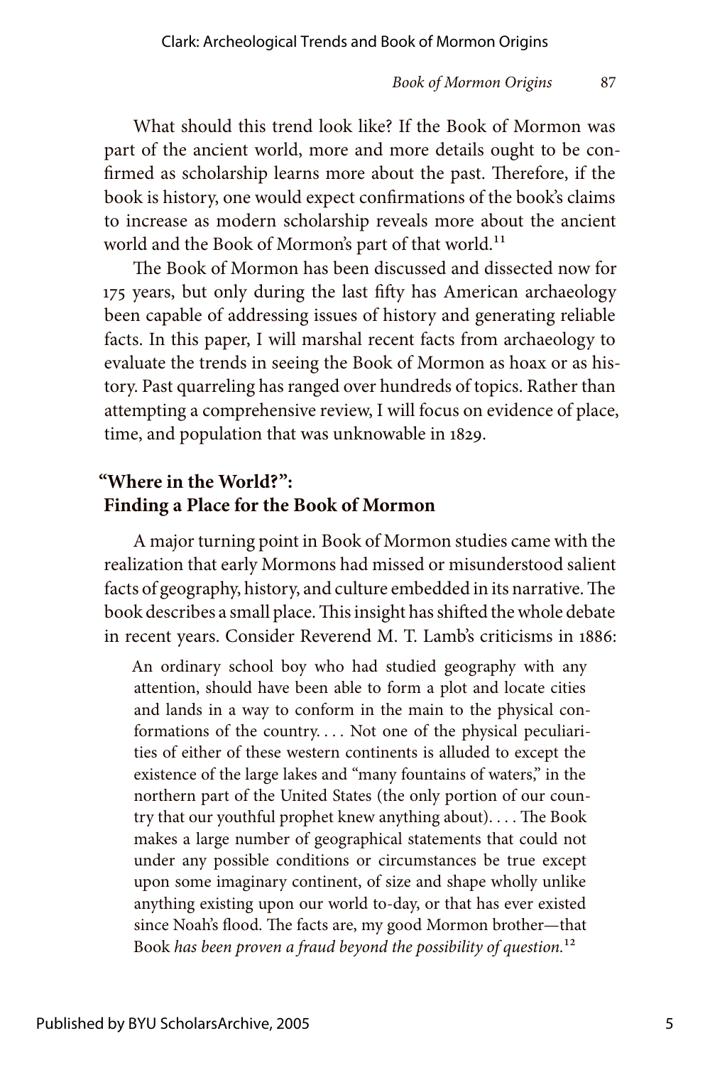What should this trend look like? If the Book of Mormon was part of the ancient world, more and more details ought to be confirmed as scholarship learns more about the past. Therefore, if the book is history, one would expect confirmations of the book's claims to increase as modern scholarship reveals more about the ancient world and the Book of Mormon's part of that world.[11]

The Book of Mormon has been discussed and dissected now for 175 years, but only during the last fifty has American archaeology been capable of addressing issues of history and generating reliable facts. In this paper, I will marshal recent facts from archaeology to evaluate the trends in seeing the Book of Mormon as hoax or as history. Past quarreling has ranged over hundreds of topics. Rather than attempting a comprehensive review, I will focus on evidence of place, time, and population that was unknowable in 1829.

## "Where in the World?": Finding a Place for the Book of Mormon

A major turning point in Book of Mormon studies came with the realization that early Mormons had missed or misunderstood salient facts of geography, history, and culture embedded in its narrative. The book describes a small place. This insight has shifted the whole debate in recent years. Consider Reverend M. T. Lamb's criticisms in 1886:

> An ordinary school boy who had studied geography with any attention, should have been able to form a plot and locate cities and lands in a way to conform in the main to the physical conformations of the country. . . . Not one of the physical peculiarities of either of these western continents is alluded to except the existence of the large lakes and "many fountains of waters," in the northern part of the United States (the only portion of our country that our youthful prophet knew anything about). . . . The Book makes a large number of geographical statements that could not under any possible conditions or circumstances be true except upon some imaginary continent, of size and shape wholly unlike anything existing upon our world to-day, or that has ever existed since Noah's flood. The facts are, my good Mormon brother—that Book *has been proven a fraud beyond the possibility of question.*[12]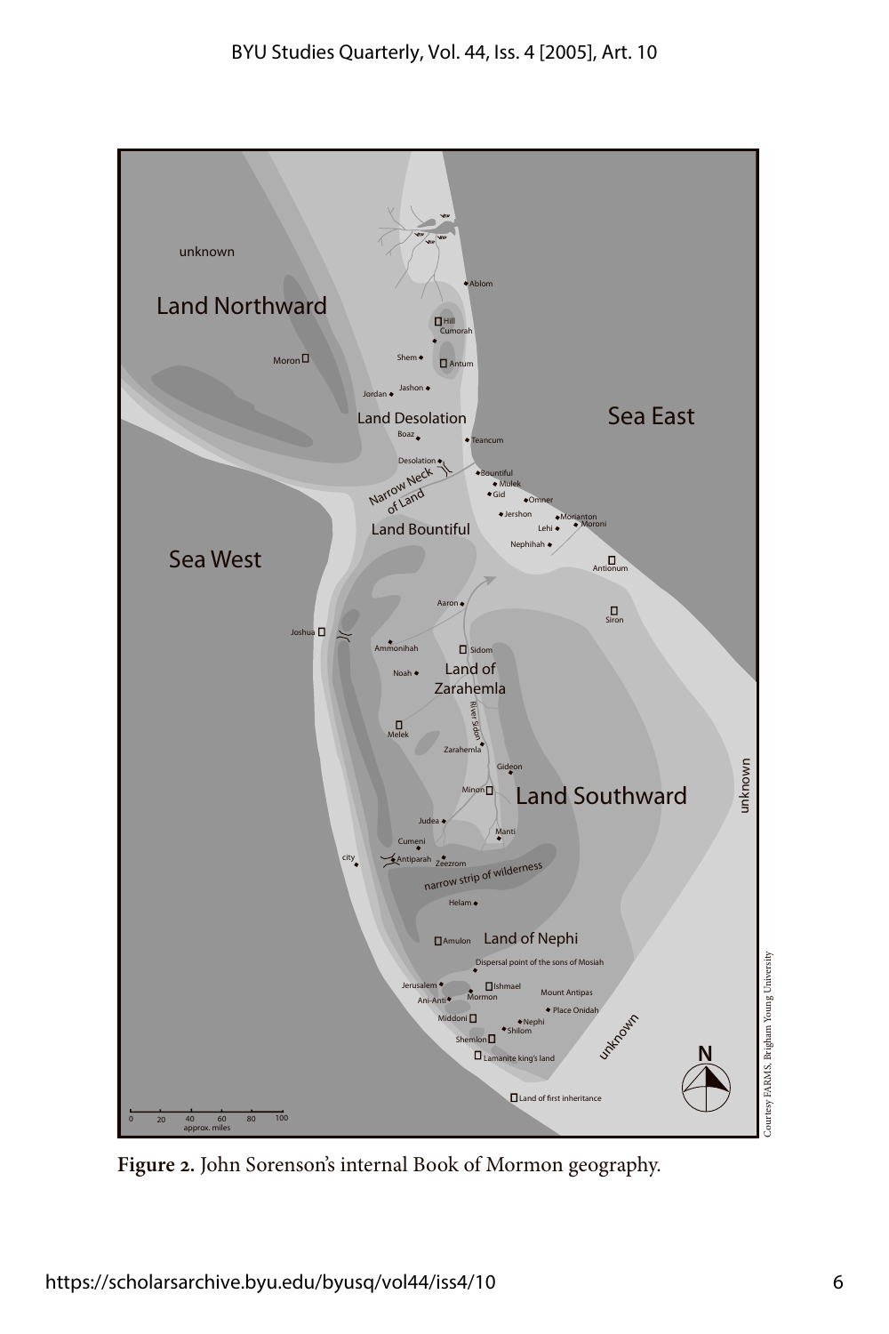**Figure 2.** John Sorenson's internal Book of Mormon geography.

Courtesy FARMS, Brigham Young University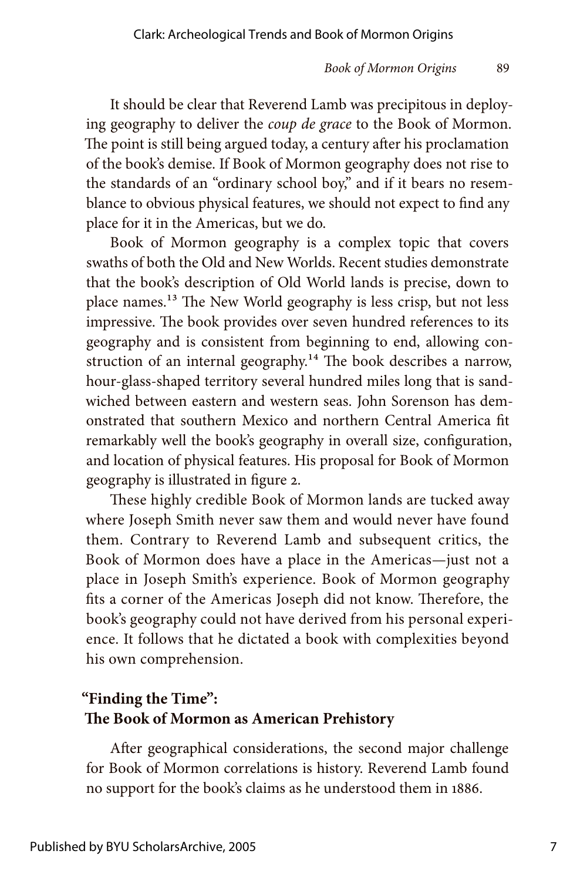It should be clear that Reverend Lamb was precipitous in deploying geography to deliver the *coup de grace* to the Book of Mormon. The point is still being argued today, a century after his proclamation of the book's demise. If Book of Mormon geography does not rise to the standards of an "ordinary school boy," and if it bears no resemblance to obvious physical features, we should not expect to find any place for it in the Americas, but we do.

Book of Mormon geography is a complex topic that covers swaths of both the Old and New Worlds. Recent studies demonstrate that the book's description of Old World lands is precise, down to place names.[13] The New World geography is less crisp, but not less impressive. The book provides over seven hundred references to its geography and is consistent from beginning to end, allowing construction of an internal geography.[14] The book describes a narrow, hour-glass-shaped territory several hundred miles long that is sandwiched between eastern and western seas. John Sorenson has demonstrated that southern Mexico and northern Central America fit remarkably well the book's geography in overall size, configuration, and location of physical features. His proposal for Book of Mormon geography is illustrated in figure 2.

These highly credible Book of Mormon lands are tucked away where Joseph Smith never saw them and would never have found them. Contrary to Reverend Lamb and subsequent critics, the Book of Mormon does have a place in the Americas—just not a place in Joseph Smith's experience. Book of Mormon geography fits a corner of the Americas Joseph did not know. Therefore, the book's geography could not have derived from his personal experience. It follows that he dictated a book with complexities beyond his own comprehension.

## "Finding the Time": The Book of Mormon as American Prehistory

After geographical considerations, the second major challenge for Book of Mormon correlations is history. Reverend Lamb found no support for the book's claims as he understood them in 1886.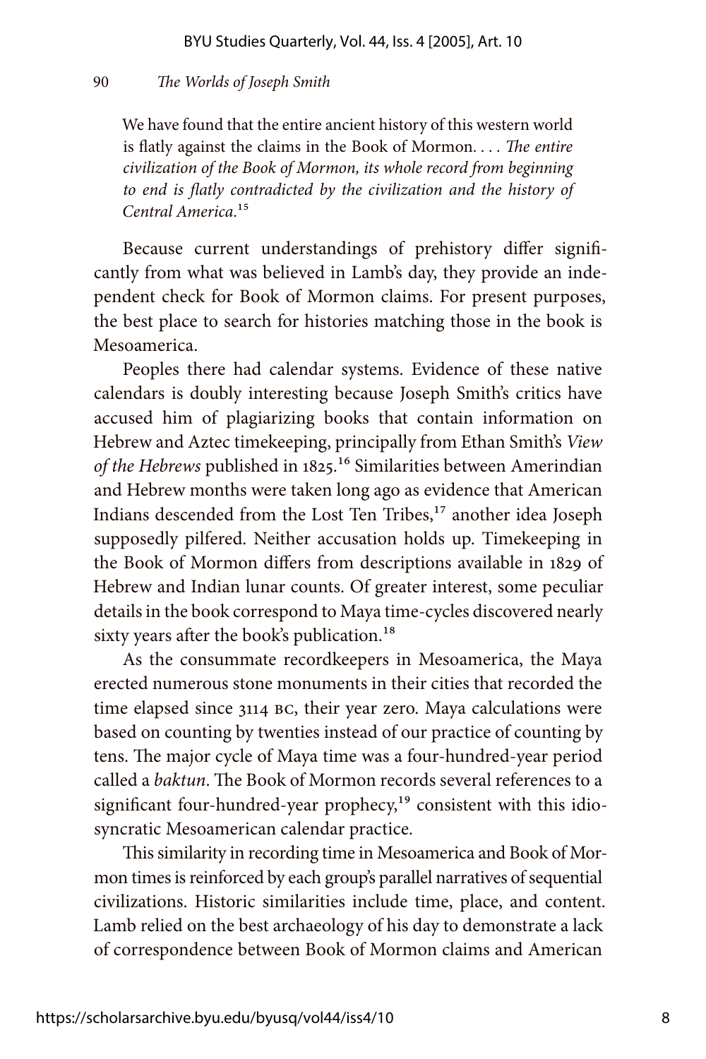> We have found that the entire ancient history of this western world is flatly against the claims in the Book of Mormon. . . . *The entire civilization of the Book of Mormon, its whole record from beginning to end is flatly contradicted by the civilization and the history of Central America.*[15]

Because current understandings of prehistory differ significantly from what was believed in Lamb's day, they provide an independent check for Book of Mormon claims. For present purposes, the best place to search for histories matching those in the book is Mesoamerica.

Peoples there had calendar systems. Evidence of these native calendars is doubly interesting because Joseph Smith's critics have accused him of plagiarizing books that contain information on Hebrew and Aztec timekeeping, principally from Ethan Smith's *View of the Hebrews* published in 1825.[16] Similarities between Amerindian and Hebrew months were taken long ago as evidence that American Indians descended from the Lost Ten Tribes,[17] another idea Joseph supposedly pilfered. Neither accusation holds up. Timekeeping in the Book of Mormon differs from descriptions available in 1829 of Hebrew and Indian lunar counts. Of greater interest, some peculiar details in the book correspond to Maya time-cycles discovered nearly sixty years after the book's publication.[18]

As the consummate recordkeepers in Mesoamerica, the Maya erected numerous stone monuments in their cities that recorded the time elapsed since 3114 BC, their year zero. Maya calculations were based on counting by twenties instead of our practice of counting by tens. The major cycle of Maya time was a four-hundred-year period called a *baktun*. The Book of Mormon records several references to a significant four-hundred-year prophecy,[19] consistent with this idiosyncratic Mesoamerican calendar practice.

This similarity in recording time in Mesoamerica and Book of Mormon times is reinforced by each group's parallel narratives of sequential civilizations. Historic similarities include time, place, and content. Lamb relied on the best archaeology of his day to demonstrate a lack of correspondence between Book of Mormon claims and American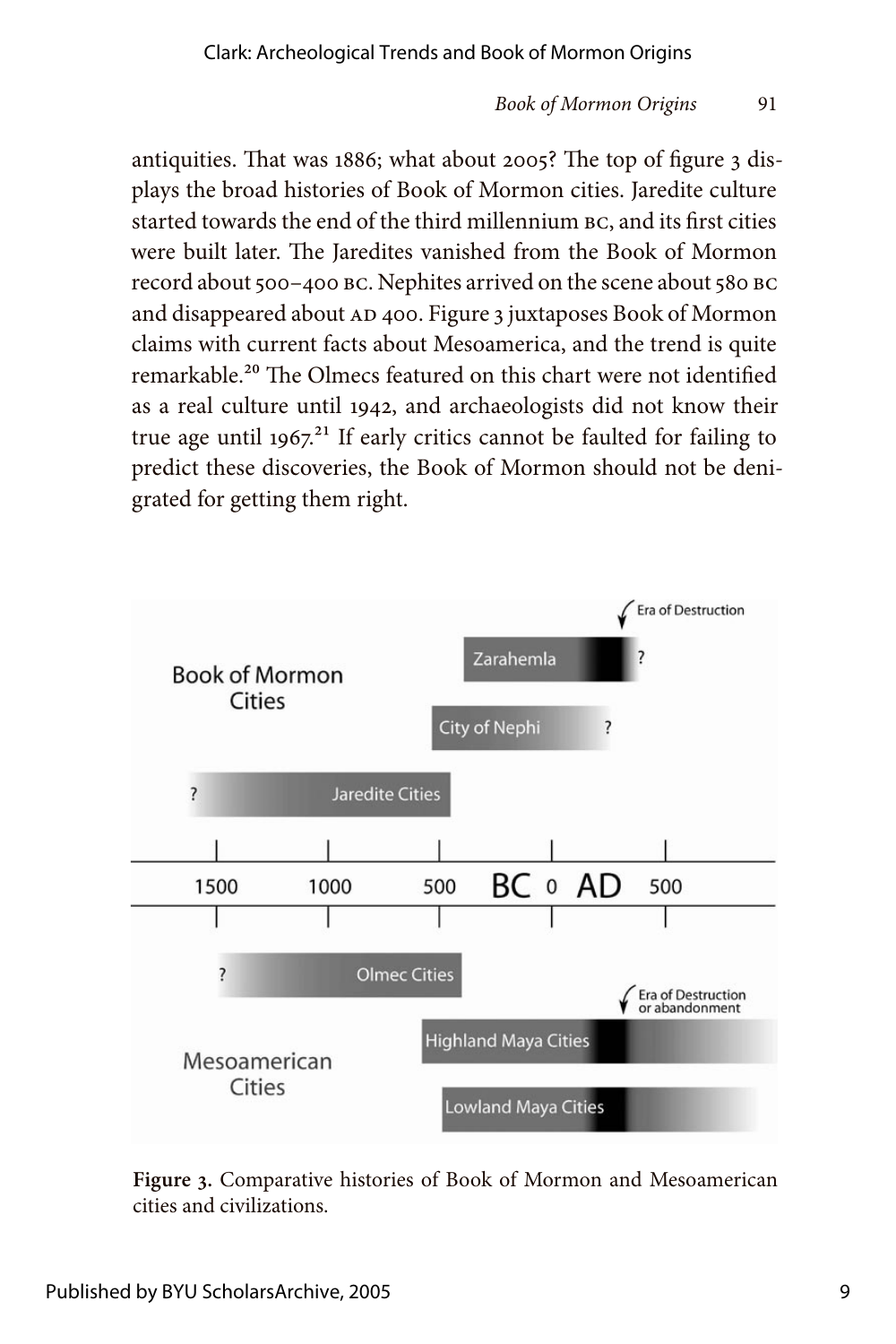antiquities. That was 1886; what about 2005? The top of figure 3 displays the broad histories of Book of Mormon cities. Jaredite culture started towards the end of the third millennium BC, and its first cities were built later. The Jaredites vanished from the Book of Mormon record about 500–400 BC. Nephites arrived on the scene about 580 BC and disappeared about AD 400. Figure 3 juxtaposes Book of Mormon claims with current facts about Mesoamerica, and the trend is quite remarkable.[20] The Olmecs featured on this chart were not identified as a real culture until 1942, and archaeologists did not know their true age until 1967.[21] If early critics cannot be faulted for failing to predict these discoveries, the Book of Mormon should not be denigrated for getting them right.

**Figure 3.** Comparative histories of Book of Mormon and Mesoamerican cities and civilizations.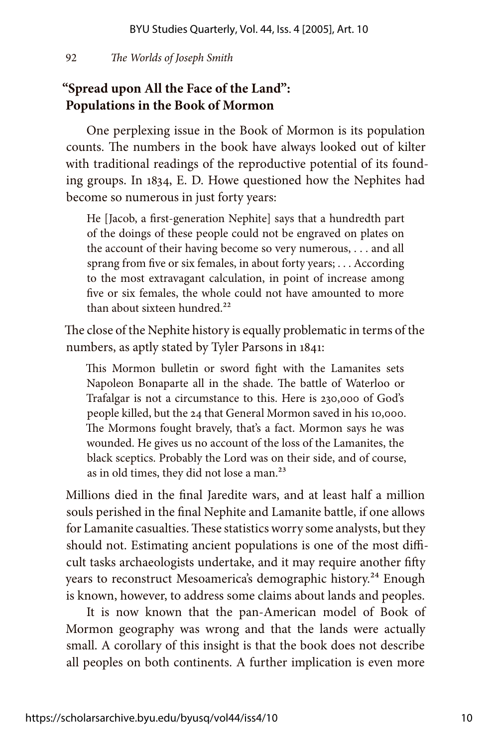## "Spread upon All the Face of the Land": Populations in the Book of Mormon

One perplexing issue in the Book of Mormon is its population counts. The numbers in the book have always looked out of kilter with traditional readings of the reproductive potential of its founding groups. In 1834, E. D. Howe questioned how the Nephites had become so numerous in just forty years:

> He [Jacob, a first-generation Nephite] says that a hundredth part of the doings of these people could not be engraved on plates on the account of their having become so very numerous, . . . and all sprang from five or six females, in about forty years; . . . According to the most extravagant calculation, in point of increase among five or six females, the whole could not have amounted to more than about sixteen hundred.[22]

The close of the Nephite history is equally problematic in terms of the numbers, as aptly stated by Tyler Parsons in 1841:

> This Mormon bulletin or sword fight with the Lamanites sets Napoleon Bonaparte all in the shade. The battle of Waterloo or Trafalgar is not a circumstance to this. Here is 230,000 of God's people killed, but the 24 that General Mormon saved in his 10,000. The Mormons fought bravely, that's a fact. Mormon says he was wounded. He gives us no account of the loss of the Lamanites, the black sceptics. Probably the Lord was on their side, and of course, as in old times, they did not lose a man.[23]

Millions died in the final Jaredite wars, and at least half a million souls perished in the final Nephite and Lamanite battle, if one allows for Lamanite casualties. These statistics worry some analysts, but they should not. Estimating ancient populations is one of the most difficult tasks archaeologists undertake, and it may require another fifty years to reconstruct Mesoamerica's demographic history.[24] Enough is known, however, to address some claims about lands and peoples.

It is now known that the pan-American model of Book of Mormon geography was wrong and that the lands were actually small. A corollary of this insight is that the book does not describe all peoples on both continents. A further implication is even more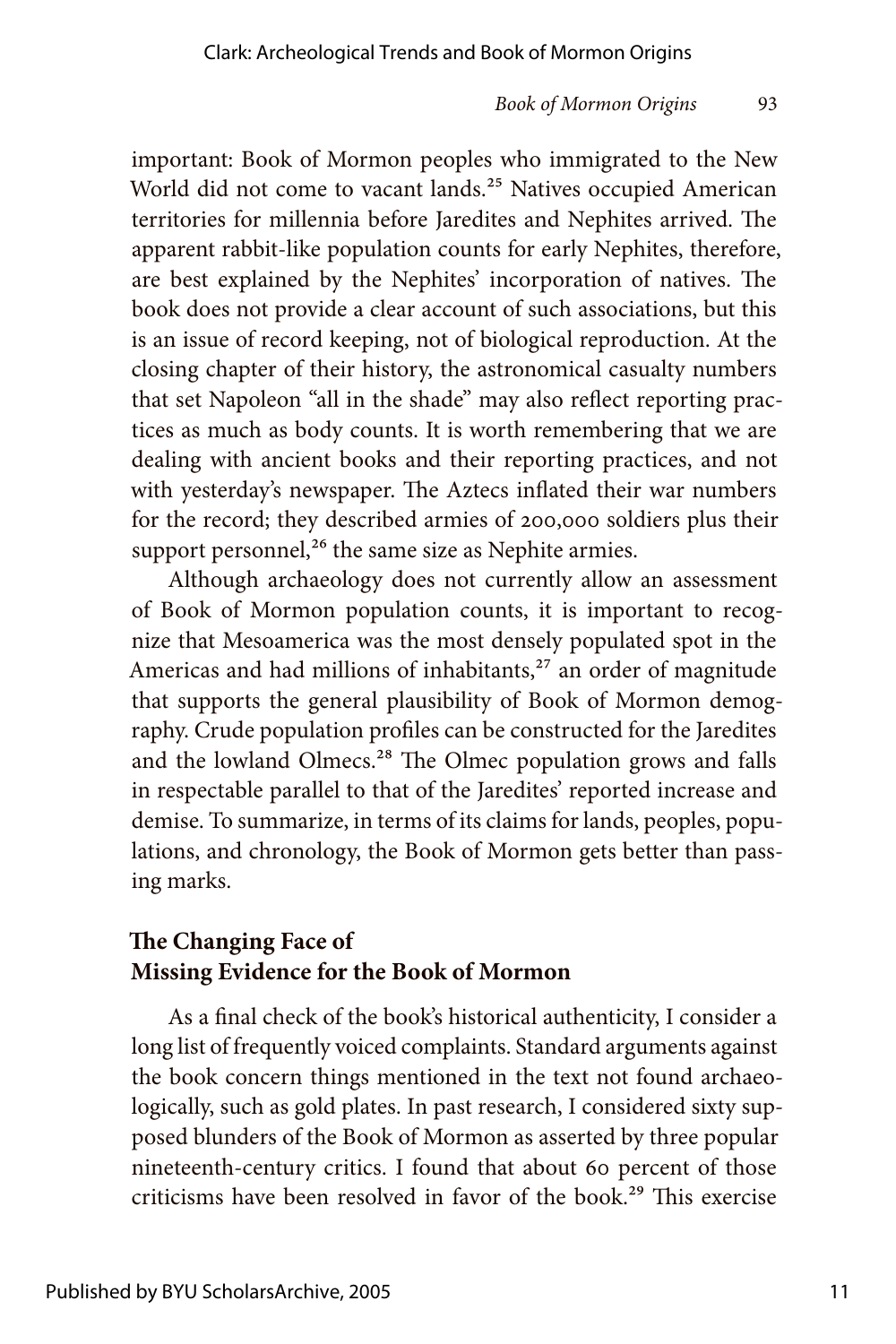important: Book of Mormon peoples who immigrated to the New World did not come to vacant lands.[25] Natives occupied American territories for millennia before Jaredites and Nephites arrived. The apparent rabbit-like population counts for early Nephites, therefore, are best explained by the Nephites' incorporation of natives. The book does not provide a clear account of such associations, but this is an issue of record keeping, not of biological reproduction. At the closing chapter of their history, the astronomical casualty numbers that set Napoleon "all in the shade" may also reflect reporting practices as much as body counts. It is worth remembering that we are dealing with ancient books and their reporting practices, and not with yesterday's newspaper. The Aztecs inflated their war numbers for the record; they described armies of 200,000 soldiers plus their support personnel,[26] the same size as Nephite armies.

Although archaeology does not currently allow an assessment of Book of Mormon population counts, it is important to recognize that Mesoamerica was the most densely populated spot in the Americas and had millions of inhabitants,[27] an order of magnitude that supports the general plausibility of Book of Mormon demography. Crude population profiles can be constructed for the Jaredites and the lowland Olmecs.[28] The Olmec population grows and falls in respectable parallel to that of the Jaredites' reported increase and demise. To summarize, in terms of its claims for lands, peoples, populations, and chronology, the Book of Mormon gets better than passing marks.

## The Changing Face of Missing Evidence for the Book of Mormon

As a final check of the book's historical authenticity, I consider a long list of frequently voiced complaints. Standard arguments against the book concern things mentioned in the text not found archaeologically, such as gold plates. In past research, I considered sixty supposed blunders of the Book of Mormon as asserted by three popular nineteenth-century critics. I found that about 60 percent of those criticisms have been resolved in favor of the book.[29] This exercise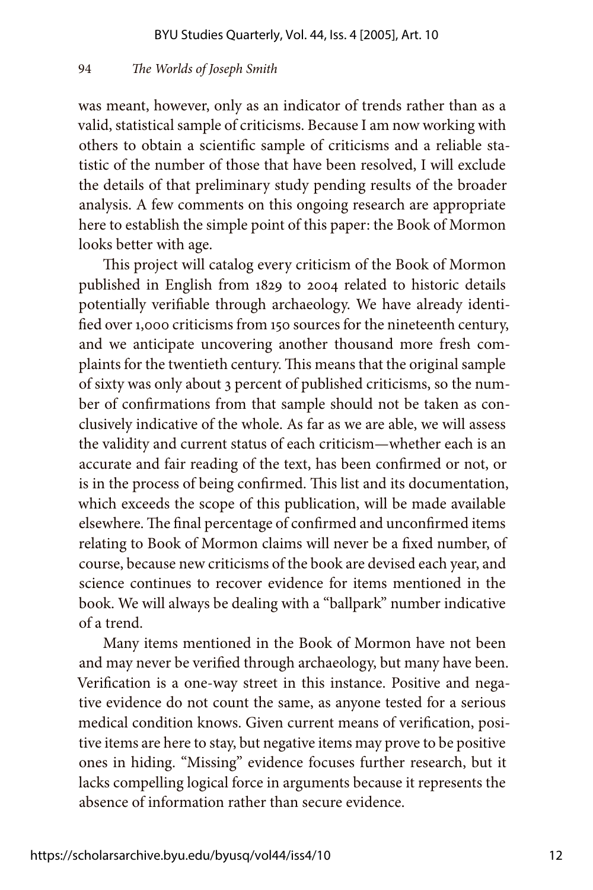was meant, however, only as an indicator of trends rather than as a valid, statistical sample of criticisms. Because I am now working with others to obtain a scientific sample of criticisms and a reliable statistic of the number of those that have been resolved, I will exclude the details of that preliminary study pending results of the broader analysis. A few comments on this ongoing research are appropriate here to establish the simple point of this paper: the Book of Mormon looks better with age.

This project will catalog every criticism of the Book of Mormon published in English from 1829 to 2004 related to historic details potentially verifiable through archaeology. We have already identified over 1,000 criticisms from 150 sources for the nineteenth century, and we anticipate uncovering another thousand more fresh complaints for the twentieth century. This means that the original sample of sixty was only about 3 percent of published criticisms, so the number of confirmations from that sample should not be taken as conclusively indicative of the whole. As far as we are able, we will assess the validity and current status of each criticism—whether each is an accurate and fair reading of the text, has been confirmed or not, or is in the process of being confirmed. This list and its documentation, which exceeds the scope of this publication, will be made available elsewhere. The final percentage of confirmed and unconfirmed items relating to Book of Mormon claims will never be a fixed number, of course, because new criticisms of the book are devised each year, and science continues to recover evidence for items mentioned in the book. We will always be dealing with a "ballpark" number indicative of a trend.

Many items mentioned in the Book of Mormon have not been and may never be verified through archaeology, but many have been. Verification is a one-way street in this instance. Positive and negative evidence do not count the same, as anyone tested for a serious medical condition knows. Given current means of verification, positive items are here to stay, but negative items may prove to be positive ones in hiding. "Missing" evidence focuses further research, but it lacks compelling logical force in arguments because it represents the absence of information rather than secure evidence.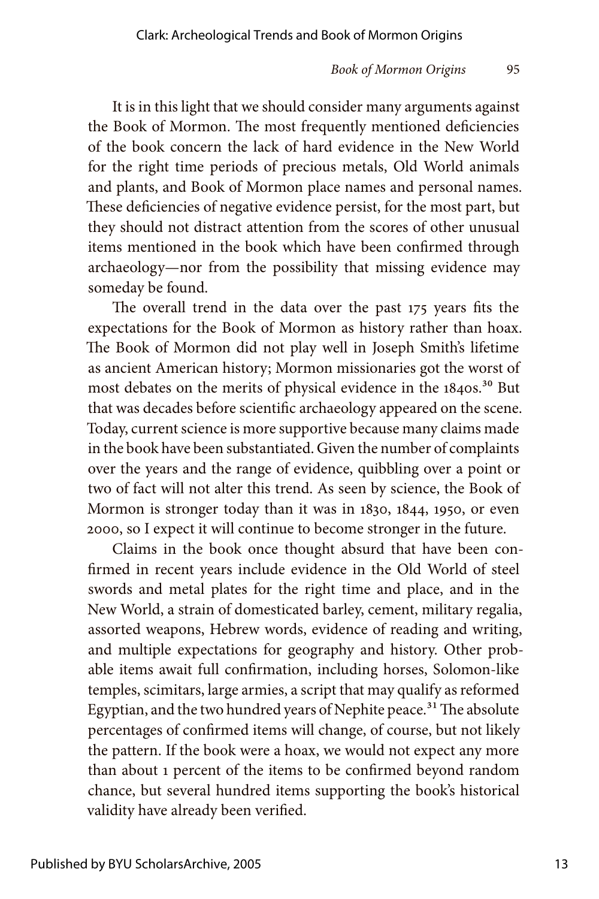It is in this light that we should consider many arguments against the Book of Mormon. The most frequently mentioned deficiencies of the book concern the lack of hard evidence in the New World for the right time periods of precious metals, Old World animals and plants, and Book of Mormon place names and personal names. These deficiencies of negative evidence persist, for the most part, but they should not distract attention from the scores of other unusual items mentioned in the book which have been confirmed through archaeology—nor from the possibility that missing evidence may someday be found.

The overall trend in the data over the past 175 years fits the expectations for the Book of Mormon as history rather than hoax. The Book of Mormon did not play well in Joseph Smith's lifetime as ancient American history; Mormon missionaries got the worst of most debates on the merits of physical evidence in the 1840s.[30] But that was decades before scientific archaeology appeared on the scene. Today, current science is more supportive because many claims made in the book have been substantiated. Given the number of complaints over the years and the range of evidence, quibbling over a point or two of fact will not alter this trend. As seen by science, the Book of Mormon is stronger today than it was in 1830, 1844, 1950, or even 2000, so I expect it will continue to become stronger in the future.

Claims in the book once thought absurd that have been confirmed in recent years include evidence in the Old World of steel swords and metal plates for the right time and place, and in the New World, a strain of domesticated barley, cement, military regalia, assorted weapons, Hebrew words, evidence of reading and writing, and multiple expectations for geography and history. Other probable items await full confirmation, including horses, Solomon-like temples, scimitars, large armies, a script that may qualify as reformed Egyptian, and the two hundred years of Nephite peace.[31] The absolute percentages of confirmed items will change, of course, but not likely the pattern. If the book were a hoax, we would not expect any more than about 1 percent of the items to be confirmed beyond random chance, but several hundred items supporting the book's historical validity have already been verified.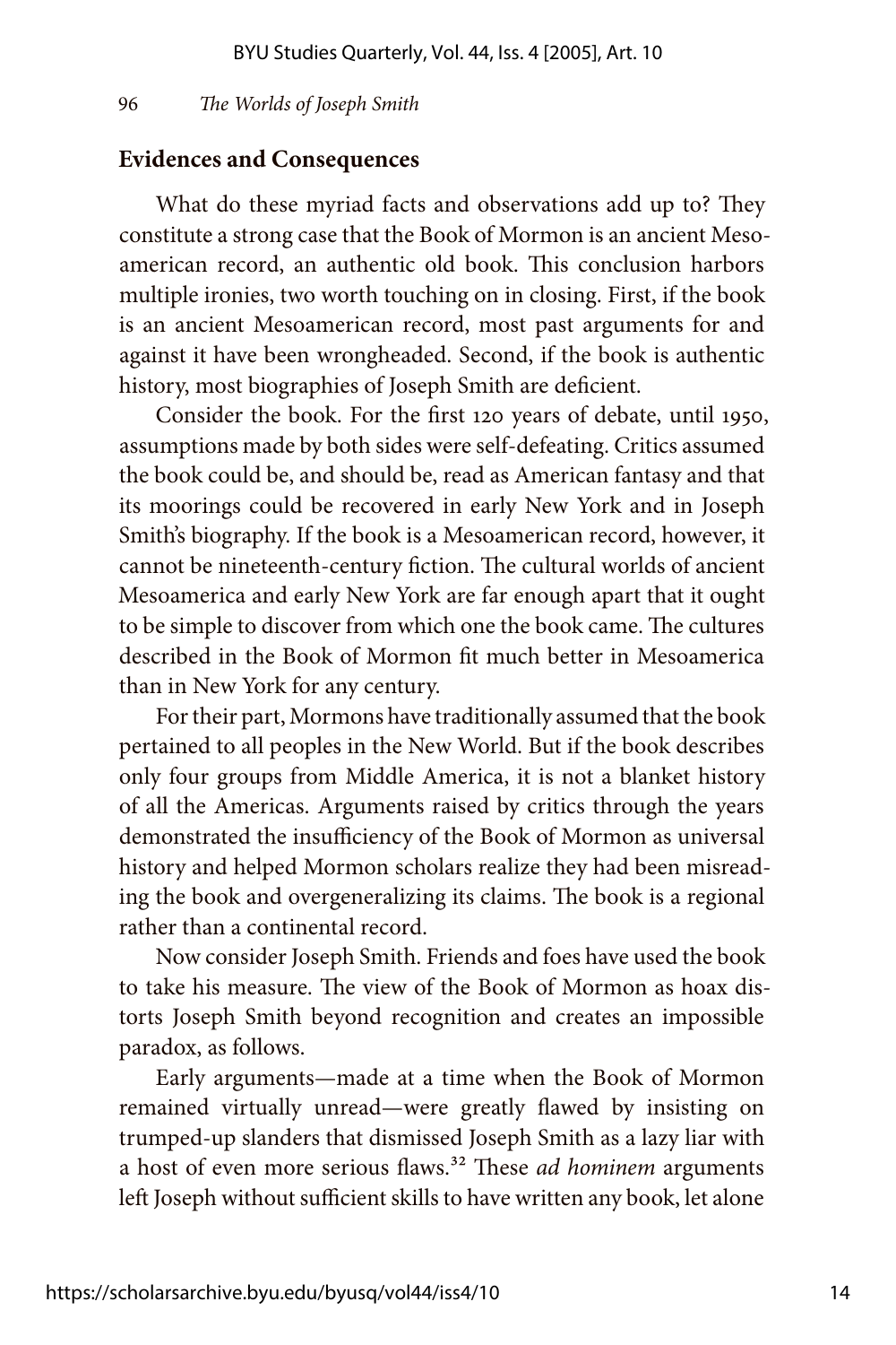## Evidences and Consequences

What do these myriad facts and observations add up to? They constitute a strong case that the Book of Mormon is an ancient Mesoamerican record, an authentic old book. This conclusion harbors multiple ironies, two worth touching on in closing. First, if the book is an ancient Mesoamerican record, most past arguments for and against it have been wrongheaded. Second, if the book is authentic history, most biographies of Joseph Smith are deficient.

Consider the book. For the first 120 years of debate, until 1950, assumptions made by both sides were self-defeating. Critics assumed the book could be, and should be, read as American fantasy and that its moorings could be recovered in early New York and in Joseph Smith's biography. If the book is a Mesoamerican record, however, it cannot be nineteenth-century fiction. The cultural worlds of ancient Mesoamerica and early New York are far enough apart that it ought to be simple to discover from which one the book came. The cultures described in the Book of Mormon fit much better in Mesoamerica than in New York for any century.

For their part, Mormons have traditionally assumed that the book pertained to all peoples in the New World. But if the book describes only four groups from Middle America, it is not a blanket history of all the Americas. Arguments raised by critics through the years demonstrated the insufficiency of the Book of Mormon as universal history and helped Mormon scholars realize they had been misreading the book and overgeneralizing its claims. The book is a regional rather than a continental record.

Now consider Joseph Smith. Friends and foes have used the book to take his measure. The view of the Book of Mormon as hoax distorts Joseph Smith beyond recognition and creates an impossible paradox, as follows.

Early arguments—made at a time when the Book of Mormon remained virtually unread—were greatly flawed by insisting on trumped-up slanders that dismissed Joseph Smith as a lazy liar with a host of even more serious flaws.[32] These *ad hominem* arguments left Joseph without sufficient skills to have written any book, let alone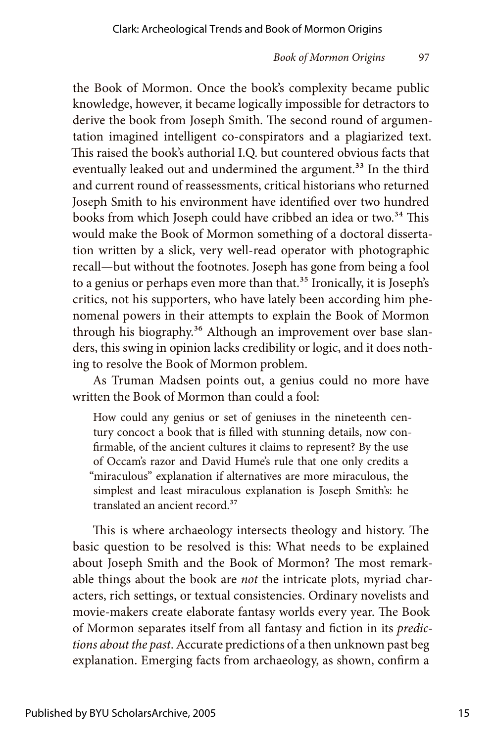the Book of Mormon. Once the book's complexity became public knowledge, however, it became logically impossible for detractors to derive the book from Joseph Smith. The second round of argumentation imagined intelligent co-conspirators and a plagiarized text. This raised the book's authorial I.Q. but countered obvious facts that eventually leaked out and undermined the argument.[33] In the third and current round of reassessments, critical historians who returned Joseph Smith to his environment have identified over two hundred books from which Joseph could have cribbed an idea or two.[34] This would make the Book of Mormon something of a doctoral dissertation written by a slick, very well-read operator with photographic recall—but without the footnotes. Joseph has gone from being a fool to a genius or perhaps even more than that.[35] Ironically, it is Joseph's critics, not his supporters, who have lately been according him phenomenal powers in their attempts to explain the Book of Mormon through his biography.[36] Although an improvement over base slanders, this swing in opinion lacks credibility or logic, and it does nothing to resolve the Book of Mormon problem.

As Truman Madsen points out, a genius could no more have written the Book of Mormon than could a fool:

> How could any genius or set of geniuses in the nineteenth century concoct a book that is filled with stunning details, now confirmable, of the ancient cultures it claims to represent? By the use of Occam's razor and David Hume's rule that one only credits a "miraculous" explanation if alternatives are more miraculous, the simplest and least miraculous explanation is Joseph Smith's: he translated an ancient record.[37]

This is where archaeology intersects theology and history. The basic question to be resolved is this: What needs to be explained about Joseph Smith and the Book of Mormon? The most remarkable things about the book are *not* the intricate plots, myriad characters, rich settings, or textual consistencies. Ordinary novelists and movie-makers create elaborate fantasy worlds every year. The Book of Mormon separates itself from all fantasy and fiction in its *predictions about the past*. Accurate predictions of a then unknown past beg explanation. Emerging facts from archaeology, as shown, confirm a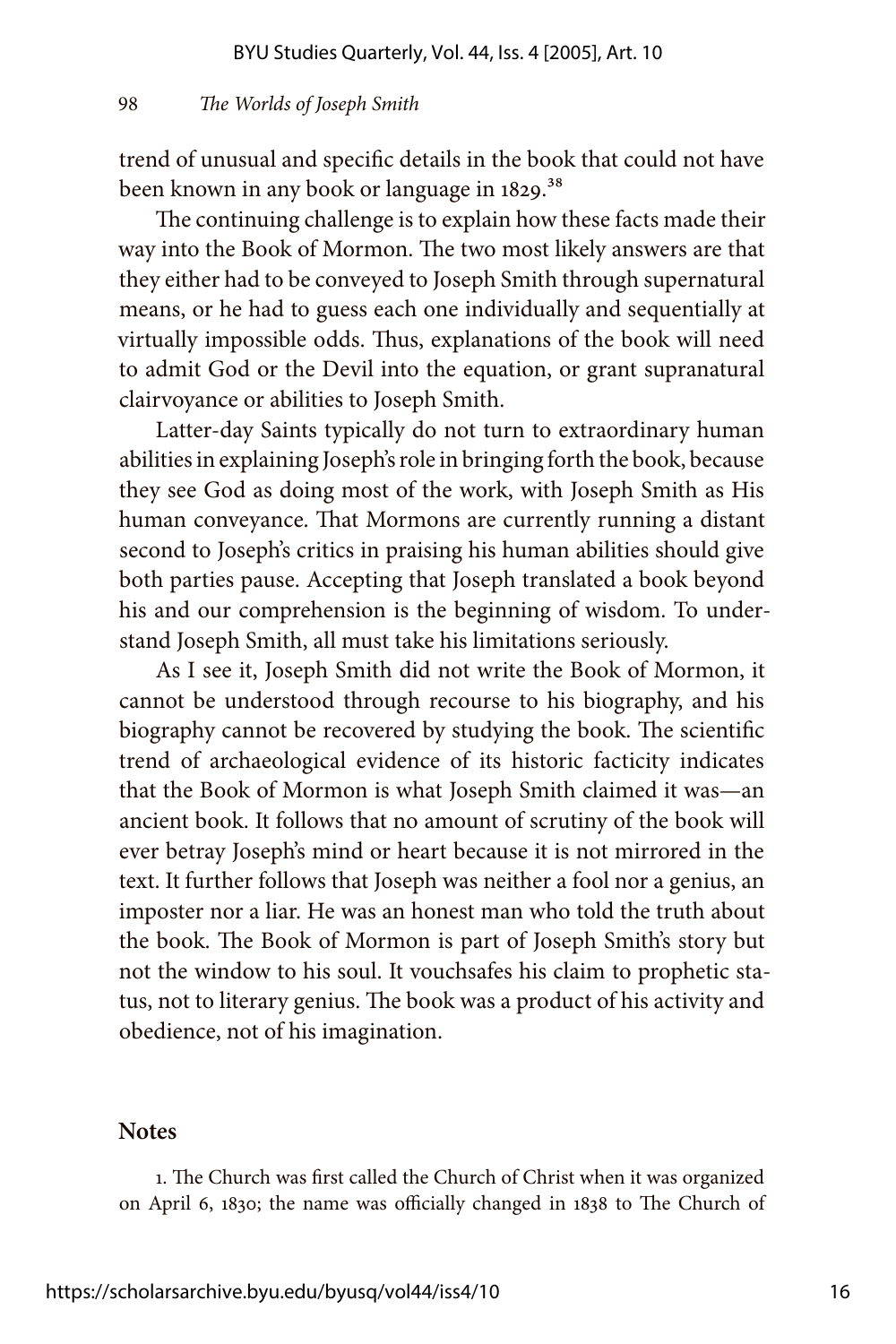trend of unusual and specific details in the book that could not have been known in any book or language in 1829.[38]

The continuing challenge is to explain how these facts made their way into the Book of Mormon. The two most likely answers are that they either had to be conveyed to Joseph Smith through supernatural means, or he had to guess each one individually and sequentially at virtually impossible odds. Thus, explanations of the book will need to admit God or the Devil into the equation, or grant supranatural clairvoyance or abilities to Joseph Smith.

Latter-day Saints typically do not turn to extraordinary human abilities in explaining Joseph's role in bringing forth the book, because they see God as doing most of the work, with Joseph Smith as His human conveyance. That Mormons are currently running a distant second to Joseph's critics in praising his human abilities should give both parties pause. Accepting that Joseph translated a book beyond his and our comprehension is the beginning of wisdom. To understand Joseph Smith, all must take his limitations seriously.

As I see it, Joseph Smith did not write the Book of Mormon, it cannot be understood through recourse to his biography, and his biography cannot be recovered by studying the book. The scientific trend of archaeological evidence of its historic facticity indicates that the Book of Mormon is what Joseph Smith claimed it was—an ancient book. It follows that no amount of scrutiny of the book will ever betray Joseph's mind or heart because it is not mirrored in the text. It further follows that Joseph was neither a fool nor a genius, an imposter nor a liar. He was an honest man who told the truth about the book. The Book of Mormon is part of Joseph Smith's story but not the window to his soul. It vouchsafes his claim to prophetic status, not to literary genius. The book was a product of his activity and obedience, not of his imagination.

## Notes

1. The Church was first called the Church of Christ when it was organized on April 6, 1830; the name was officially changed in 1838 to The Church of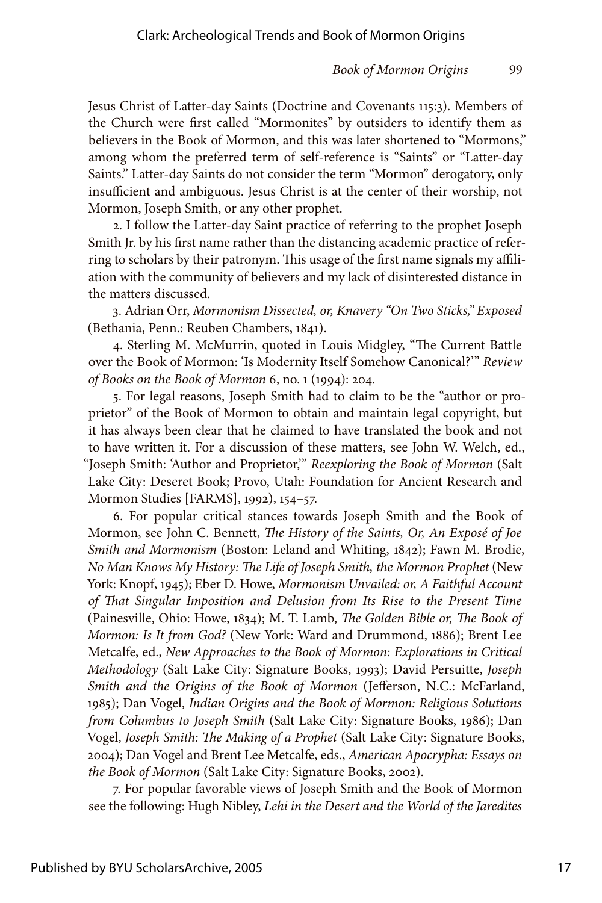Jesus Christ of Latter-day Saints (Doctrine and Covenants 115:3). Members of the Church were first called "Mormonites" by outsiders to identify them as believers in the Book of Mormon, and this was later shortened to "Mormons," among whom the preferred term of self-reference is "Saints" or "Latter-day Saints." Latter-day Saints do not consider the term "Mormon" derogatory, only insufficient and ambiguous. Jesus Christ is at the center of their worship, not Mormon, Joseph Smith, or any other prophet.

2. I follow the Latter-day Saint practice of referring to the prophet Joseph Smith Jr. by his first name rather than the distancing academic practice of referring to scholars by their patronym. This usage of the first name signals my affiliation with the community of believers and my lack of disinterested distance in the matters discussed.

3. Adrian Orr, *Mormonism Dissected, or, Knavery "On Two Sticks," Exposed* (Bethania, Penn.: Reuben Chambers, 1841).

4. Sterling M. McMurrin, quoted in Louis Midgley, "The Current Battle over the Book of Mormon: 'Is Modernity Itself Somehow Canonical?'" *Review of Books on the Book of Mormon* 6, no. 1 (1994): 204.

5. For legal reasons, Joseph Smith had to claim to be the "author or proprietor" of the Book of Mormon to obtain and maintain legal copyright, but it has always been clear that he claimed to have translated the book and not to have written it. For a discussion of these matters, see John W. Welch, ed., "Joseph Smith: 'Author and Proprietor,'" *Reexploring the Book of Mormon* (Salt Lake City: Deseret Book; Provo, Utah: Foundation for Ancient Research and Mormon Studies [FARMS], 1992), 154–57.

6. For popular critical stances towards Joseph Smith and the Book of Mormon, see John C. Bennett, *The History of the Saints, Or, An Exposé of Joe Smith and Mormonism* (Boston: Leland and Whiting, 1842); Fawn M. Brodie, *No Man Knows My History: The Life of Joseph Smith, the Mormon Prophet* (New York: Knopf, 1945); Eber D. Howe, *Mormonism Unvailed: or, A Faithful Account of That Singular Imposition and Delusion from Its Rise to the Present Time* (Painesville, Ohio: Howe, 1834); M. T. Lamb, *The Golden Bible or, The Book of Mormon: Is It from God?* (New York: Ward and Drummond, 1886); Brent Lee Metcalfe, ed., *New Approaches to the Book of Mormon: Explorations in Critical Methodology* (Salt Lake City: Signature Books, 1993); David Persuitte, *Joseph Smith and the Origins of the Book of Mormon* (Jefferson, N.C.: McFarland, 1985); Dan Vogel, *Indian Origins and the Book of Mormon: Religious Solutions from Columbus to Joseph Smith* (Salt Lake City: Signature Books, 1986); Dan Vogel, *Joseph Smith: The Making of a Prophet* (Salt Lake City: Signature Books, 2004); Dan Vogel and Brent Lee Metcalfe, eds., *American Apocrypha: Essays on the Book of Mormon* (Salt Lake City: Signature Books, 2002).

7. For popular favorable views of Joseph Smith and the Book of Mormon see the following: Hugh Nibley, *Lehi in the Desert and the World of the Jaredites*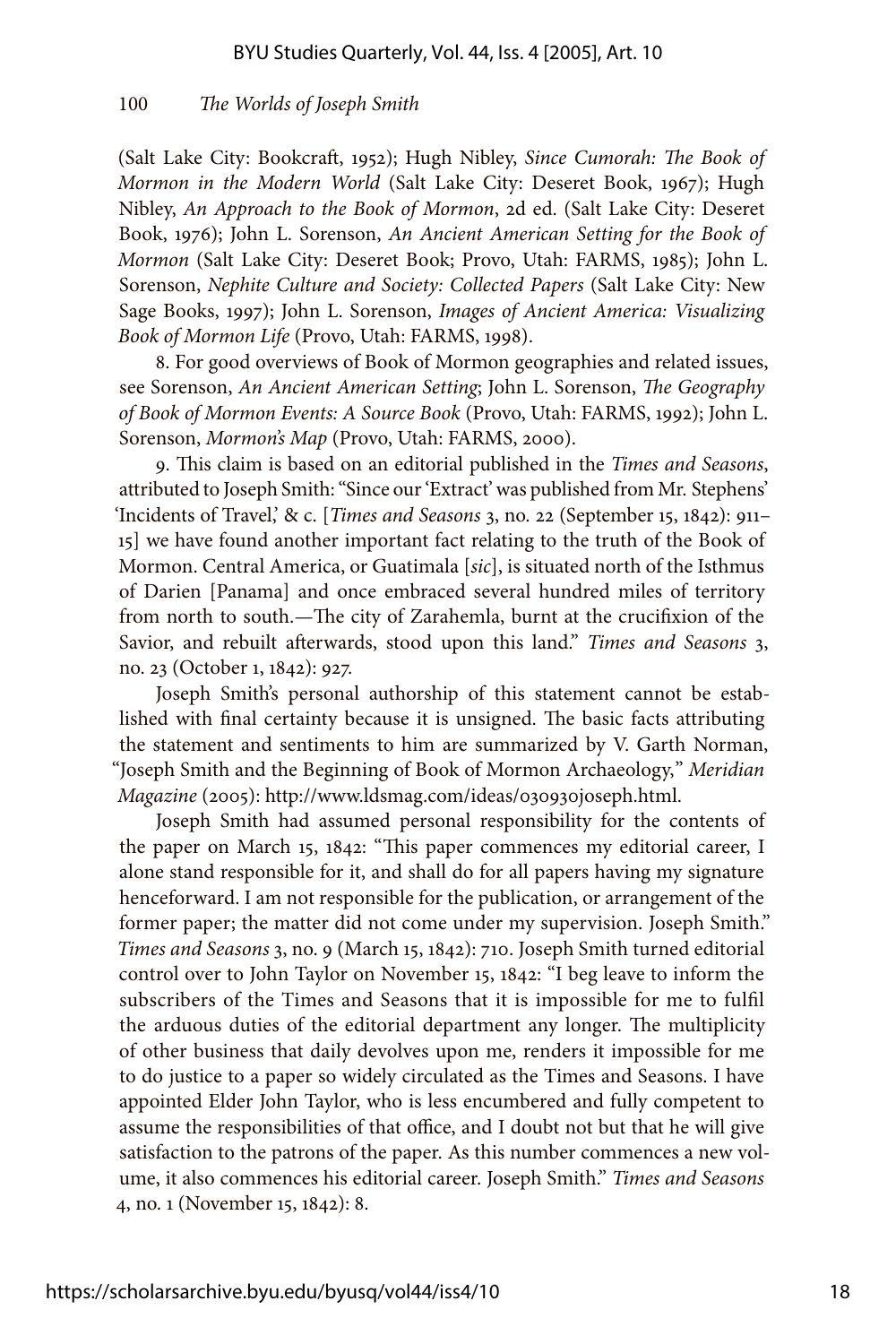(Salt Lake City: Bookcraft, 1952); Hugh Nibley, *Since Cumorah: The Book of Mormon in the Modern World* (Salt Lake City: Deseret Book, 1967); Hugh Nibley, *An Approach to the Book of Mormon*, 2d ed. (Salt Lake City: Deseret Book, 1976); John L. Sorenson, *An Ancient American Setting for the Book of Mormon* (Salt Lake City: Deseret Book; Provo, Utah: FARMS, 1985); John L. Sorenson, *Nephite Culture and Society: Collected Papers* (Salt Lake City: New Sage Books, 1997); John L. Sorenson, *Images of Ancient America: Visualizing Book of Mormon Life* (Provo, Utah: FARMS, 1998).

8. For good overviews of Book of Mormon geographies and related issues, see Sorenson, *An Ancient American Setting*; John L. Sorenson, *The Geography of Book of Mormon Events: A Source Book* (Provo, Utah: FARMS, 1992); John L. Sorenson, *Mormon's Map* (Provo, Utah: FARMS, 2000).

9. This claim is based on an editorial published in the *Times and Seasons*, attributed to Joseph Smith: "Since our 'Extract' was published from Mr. Stephens' 'Incidents of Travel,' & c. [*Times and Seasons* 3, no. 22 (September 15, 1842): 911–15] we have found another important fact relating to the truth of the Book of Mormon. Central America, or Guatimala [*sic*], is situated north of the Isthmus of Darien [Panama] and once embraced several hundred miles of territory from north to south.—The city of Zarahemla, burnt at the crucifixion of the Savior, and rebuilt afterwards, stood upon this land." *Times and Seasons* 3, no. 23 (October 1, 1842): 927.

Joseph Smith's personal authorship of this statement cannot be established with final certainty because it is unsigned. The basic facts attributing the statement and sentiments to him are summarized by V. Garth Norman, "Joseph Smith and the Beginning of Book of Mormon Archaeology," *Meridian Magazine* (2005): http://www.ldsmag.com/ideas/030930joseph.html.

Joseph Smith had assumed personal responsibility for the contents of the paper on March 15, 1842: "This paper commences my editorial career, I alone stand responsible for it, and shall do for all papers having my signature henceforward. I am not responsible for the publication, or arrangement of the former paper; the matter did not come under my supervision. Joseph Smith." *Times and Seasons* 3, no. 9 (March 15, 1842): 710. Joseph Smith turned editorial control over to John Taylor on November 15, 1842: "I beg leave to inform the subscribers of the Times and Seasons that it is impossible for me to fulfil the arduous duties of the editorial department any longer. The multiplicity of other business that daily devolves upon me, renders it impossible for me to do justice to a paper so widely circulated as the Times and Seasons. I have appointed Elder John Taylor, who is less encumbered and fully competent to assume the responsibilities of that office, and I doubt not but that he will give satisfaction to the patrons of the paper. As this number commences a new volume, it also commences his editorial career. Joseph Smith." *Times and Seasons* 4, no. 1 (November 15, 1842): 8.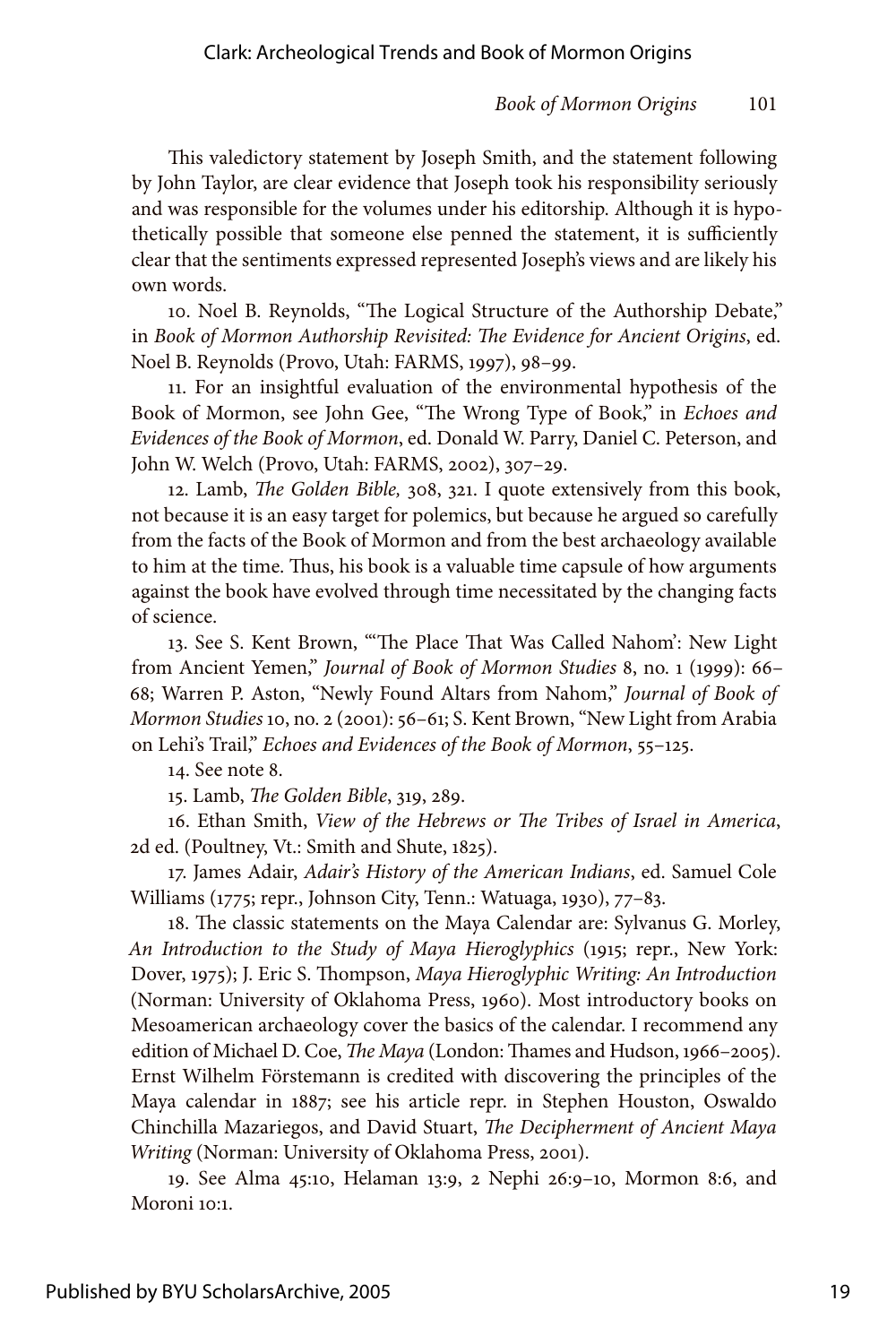This valedictory statement by Joseph Smith, and the statement following by John Taylor, are clear evidence that Joseph took his responsibility seriously and was responsible for the volumes under his editorship. Although it is hypothetically possible that someone else penned the statement, it is sufficiently clear that the sentiments expressed represented Joseph's views and are likely his own words.

10. Noel B. Reynolds, "The Logical Structure of the Authorship Debate," in *Book of Mormon Authorship Revisited: The Evidence for Ancient Origins*, ed. Noel B. Reynolds (Provo, Utah: FARMS, 1997), 98–99.

11. For an insightful evaluation of the environmental hypothesis of the Book of Mormon, see John Gee, "The Wrong Type of Book," in *Echoes and Evidences of the Book of Mormon*, ed. Donald W. Parry, Daniel C. Peterson, and John W. Welch (Provo, Utah: FARMS, 2002), 307–29.

12. Lamb, *The Golden Bible,* 308, 321. I quote extensively from this book, not because it is an easy target for polemics, but because he argued so carefully from the facts of the Book of Mormon and from the best archaeology available to him at the time. Thus, his book is a valuable time capsule of how arguments against the book have evolved through time necessitated by the changing facts of science.

13. See S. Kent Brown, "'The Place That Was Called Nahom': New Light from Ancient Yemen," *Journal of Book of Mormon Studies* 8, no. 1 (1999): 66–68; Warren P. Aston, "Newly Found Altars from Nahom," *Journal of Book of Mormon Studies* 10, no. 2 (2001): 56–61; S. Kent Brown, "New Light from Arabia on Lehi's Trail," *Echoes and Evidences of the Book of Mormon*, 55–125.

14. See note 8.

15. Lamb, *The Golden Bible*, 319, 289.

16. Ethan Smith, *View of the Hebrews or The Tribes of Israel in America*, 2d ed. (Poultney, Vt.: Smith and Shute, 1825).

17. James Adair, *Adair's History of the American Indians*, ed. Samuel Cole Williams (1775; repr., Johnson City, Tenn.: Watuaga, 1930), 77–83.

18. The classic statements on the Maya Calendar are: Sylvanus G. Morley, *An Introduction to the Study of Maya Hieroglyphics* (1915; repr., New York: Dover, 1975); J. Eric S. Thompson, *Maya Hieroglyphic Writing: An Introduction* (Norman: University of Oklahoma Press, 1960). Most introductory books on Mesoamerican archaeology cover the basics of the calendar. I recommend any edition of Michael D. Coe, *The Maya* (London: Thames and Hudson, 1966–2005). Ernst Wilhelm Förstemann is credited with discovering the principles of the Maya calendar in 1887; see his article repr. in Stephen Houston, Oswaldo Chinchilla Mazariegos, and David Stuart, *The Decipherment of Ancient Maya Writing* (Norman: University of Oklahoma Press, 2001).

19. See Alma 45:10, Helaman 13:9, 2 Nephi 26:9–10, Mormon 8:6, and Moroni 10:1.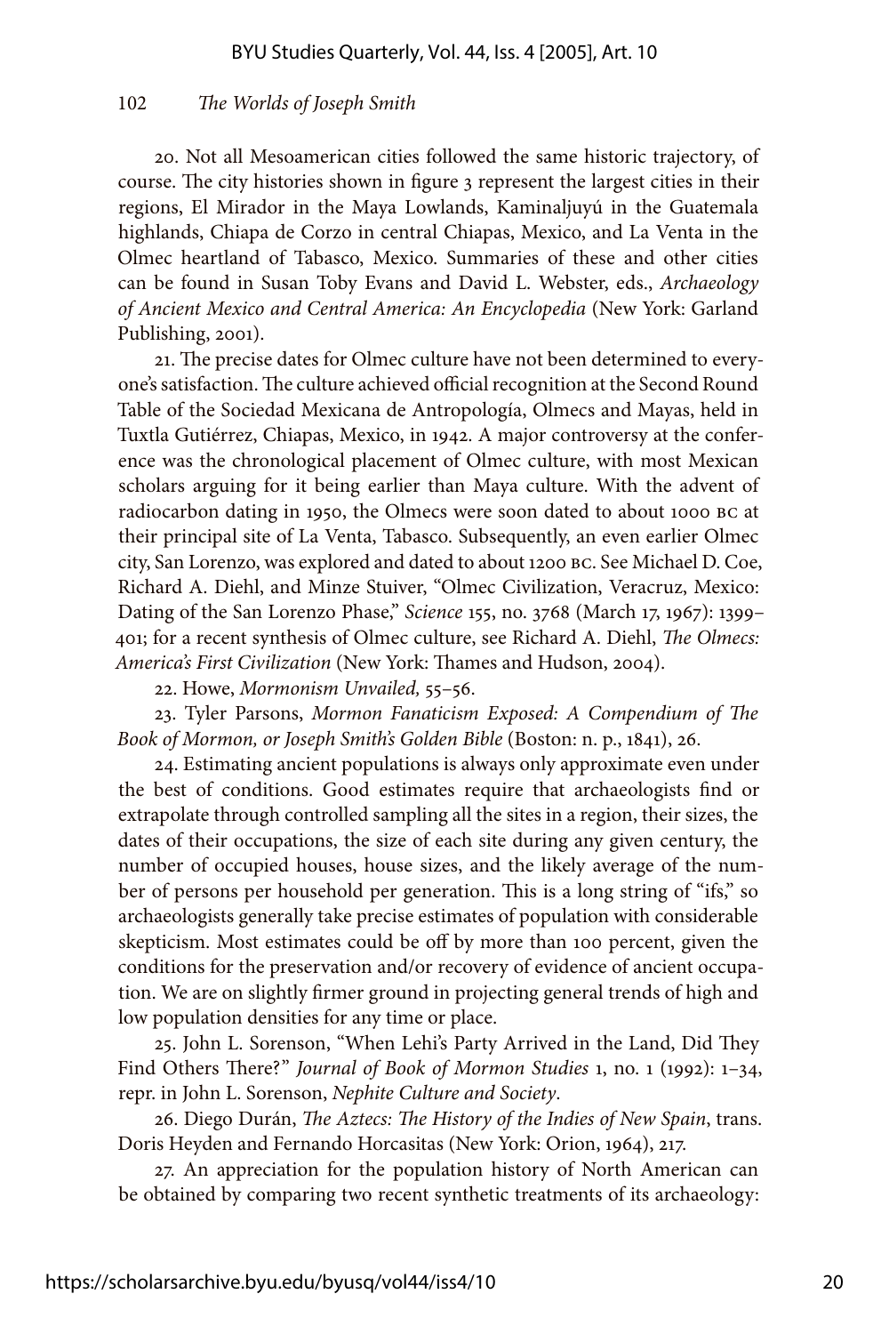20. Not all Mesoamerican cities followed the same historic trajectory, of course. The city histories shown in figure 3 represent the largest cities in their regions, El Mirador in the Maya Lowlands, Kaminaljuyú in the Guatemala highlands, Chiapa de Corzo in central Chiapas, Mexico, and La Venta in the Olmec heartland of Tabasco, Mexico. Summaries of these and other cities can be found in Susan Toby Evans and David L. Webster, eds., *Archaeology of Ancient Mexico and Central America: An Encyclopedia* (New York: Garland Publishing, 2001).

21. The precise dates for Olmec culture have not been determined to everyone's satisfaction. The culture achieved official recognition at the Second Round Table of the Sociedad Mexicana de Antropología, Olmecs and Mayas, held in Tuxtla Gutiérrez, Chiapas, Mexico, in 1942. A major controversy at the conference was the chronological placement of Olmec culture, with most Mexican scholars arguing for it being earlier than Maya culture. With the advent of radiocarbon dating in 1950, the Olmecs were soon dated to about 1000 BC at their principal site of La Venta, Tabasco. Subsequently, an even earlier Olmec city, San Lorenzo, was explored and dated to about 1200 BC. See Michael D. Coe, Richard A. Diehl, and Minze Stuiver, "Olmec Civilization, Veracruz, Mexico: Dating of the San Lorenzo Phase," *Science* 155, no. 3768 (March 17, 1967): 1399–401; for a recent synthesis of Olmec culture, see Richard A. Diehl, *The Olmecs: America's First Civilization* (New York: Thames and Hudson, 2004).

22. Howe, *Mormonism Unvailed,* 55–56.

23. Tyler Parsons, *Mormon Fanaticism Exposed: A Compendium of The Book of Mormon, or Joseph Smith's Golden Bible* (Boston: n. p., 1841), 26.

24. Estimating ancient populations is always only approximate even under the best of conditions. Good estimates require that archaeologists find or extrapolate through controlled sampling all the sites in a region, their sizes, the dates of their occupations, the size of each site during any given century, the number of occupied houses, house sizes, and the likely average of the number of persons per household per generation. This is a long string of "ifs," so archaeologists generally take precise estimates of population with considerable skepticism. Most estimates could be off by more than 100 percent, given the conditions for the preservation and/or recovery of evidence of ancient occupation. We are on slightly firmer ground in projecting general trends of high and low population densities for any time or place.

25. John L. Sorenson, "When Lehi's Party Arrived in the Land, Did They Find Others There?" *Journal of Book of Mormon Studies* 1, no. 1 (1992): 1–34, repr. in John L. Sorenson, *Nephite Culture and Society*.

26. Diego Durán, *The Aztecs: The History of the Indies of New Spain*, trans. Doris Heyden and Fernando Horcasitas (New York: Orion, 1964), 217.

27. An appreciation for the population history of North American can be obtained by comparing two recent synthetic treatments of its archaeology: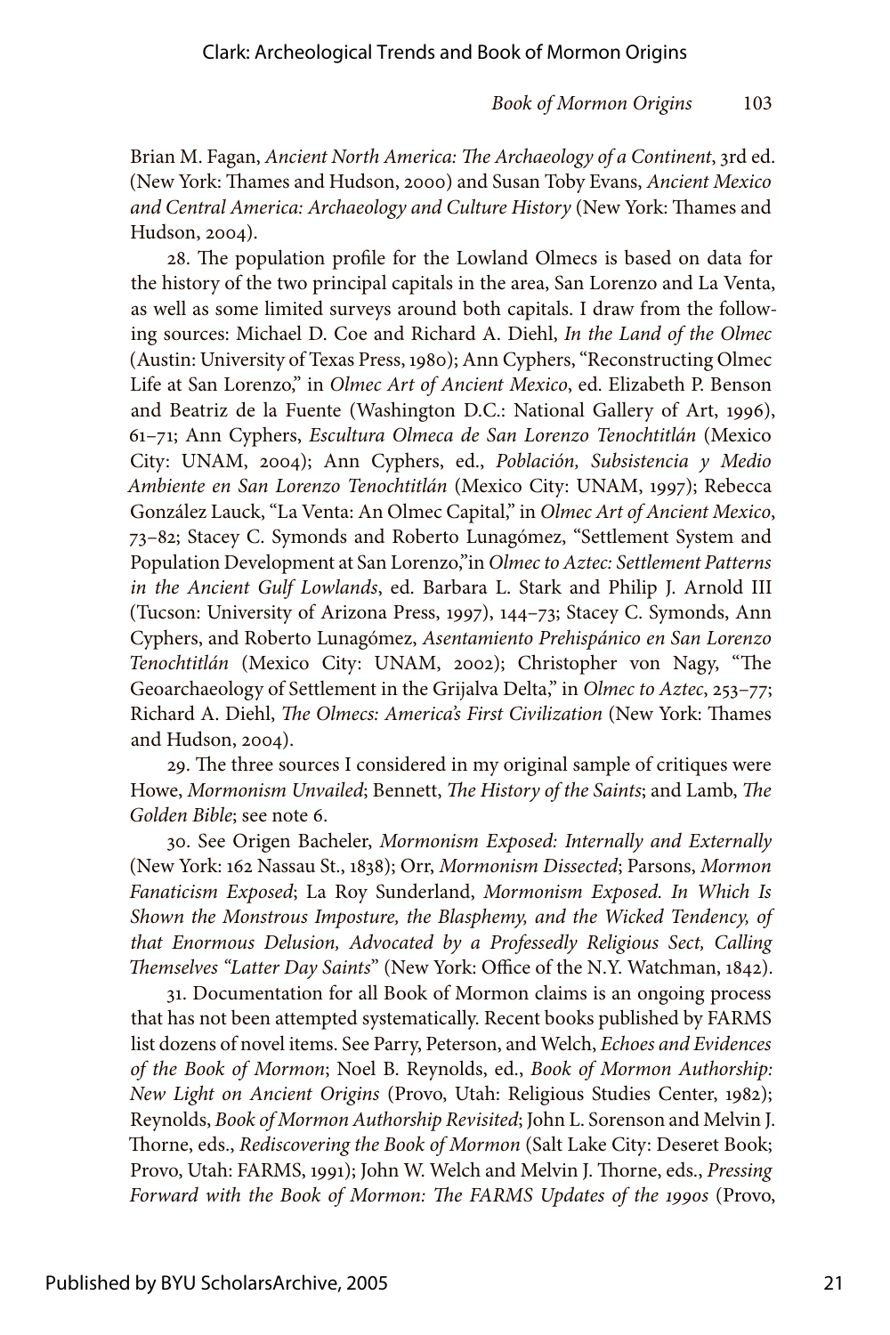Brian M. Fagan, *Ancient North America: The Archaeology of a Continent*, 3rd ed. (New York: Thames and Hudson, 2000) and Susan Toby Evans, *Ancient Mexico and Central America: Archaeology and Culture History* (New York: Thames and Hudson, 2004).

28. The population profile for the Lowland Olmecs is based on data for the history of the two principal capitals in the area, San Lorenzo and La Venta, as well as some limited surveys around both capitals. I draw from the following sources: Michael D. Coe and Richard A. Diehl, *In the Land of the Olmec* (Austin: University of Texas Press, 1980); Ann Cyphers, "Reconstructing Olmec Life at San Lorenzo," in *Olmec Art of Ancient Mexico*, ed. Elizabeth P. Benson and Beatriz de la Fuente (Washington D.C.: National Gallery of Art, 1996), 61–71; Ann Cyphers, *Escultura Olmeca de San Lorenzo Tenochtitlán* (Mexico City: UNAM, 2004); Ann Cyphers, ed., *Población, Subsistencia y Medio Ambiente en San Lorenzo Tenochtitlán* (Mexico City: UNAM, 1997); Rebecca González Lauck, "La Venta: An Olmec Capital," in *Olmec Art of Ancient Mexico*, 73–82; Stacey C. Symonds and Roberto Lunagómez, "Settlement System and Population Development at San Lorenzo,"in *Olmec to Aztec: Settlement Patterns in the Ancient Gulf Lowlands*, ed. Barbara L. Stark and Philip J. Arnold III (Tucson: University of Arizona Press, 1997), 144–73; Stacey C. Symonds, Ann Cyphers, and Roberto Lunagómez, *Asentamiento Prehispánico en San Lorenzo Tenochtitlán* (Mexico City: UNAM, 2002); Christopher von Nagy, "The Geoarchaeology of Settlement in the Grijalva Delta," in *Olmec to Aztec*, 253–77; Richard A. Diehl, *The Olmecs: America's First Civilization* (New York: Thames and Hudson, 2004).

29. The three sources I considered in my original sample of critiques were Howe, *Mormonism Unvailed*; Bennett, *The History of the Saints*; and Lamb, *The Golden Bible*; see note 6.

30. See Origen Bacheler, *Mormonism Exposed: Internally and Externally* (New York: 162 Nassau St., 1838); Orr, *Mormonism Dissected*; Parsons, *Mormon Fanaticism Exposed*; La Roy Sunderland, *Mormonism Exposed. In Which Is Shown the Monstrous Imposture, the Blasphemy, and the Wicked Tendency, of that Enormous Delusion, Advocated by a Professedly Religious Sect, Calling Themselves "Latter Day Saints"* (New York: Office of the N.Y. Watchman, 1842).

31. Documentation for all Book of Mormon claims is an ongoing process that has not been attempted systematically. Recent books published by FARMS list dozens of novel items. See Parry, Peterson, and Welch, *Echoes and Evidences of the Book of Mormon*; Noel B. Reynolds, ed., *Book of Mormon Authorship: New Light on Ancient Origins* (Provo, Utah: Religious Studies Center, 1982); Reynolds, *Book of Mormon Authorship Revisited*; John L. Sorenson and Melvin J. Thorne, eds., *Rediscovering the Book of Mormon* (Salt Lake City: Deseret Book; Provo, Utah: FARMS, 1991); John W. Welch and Melvin J. Thorne, eds., *Pressing Forward with the Book of Mormon: The FARMS Updates of the 1990s* (Provo,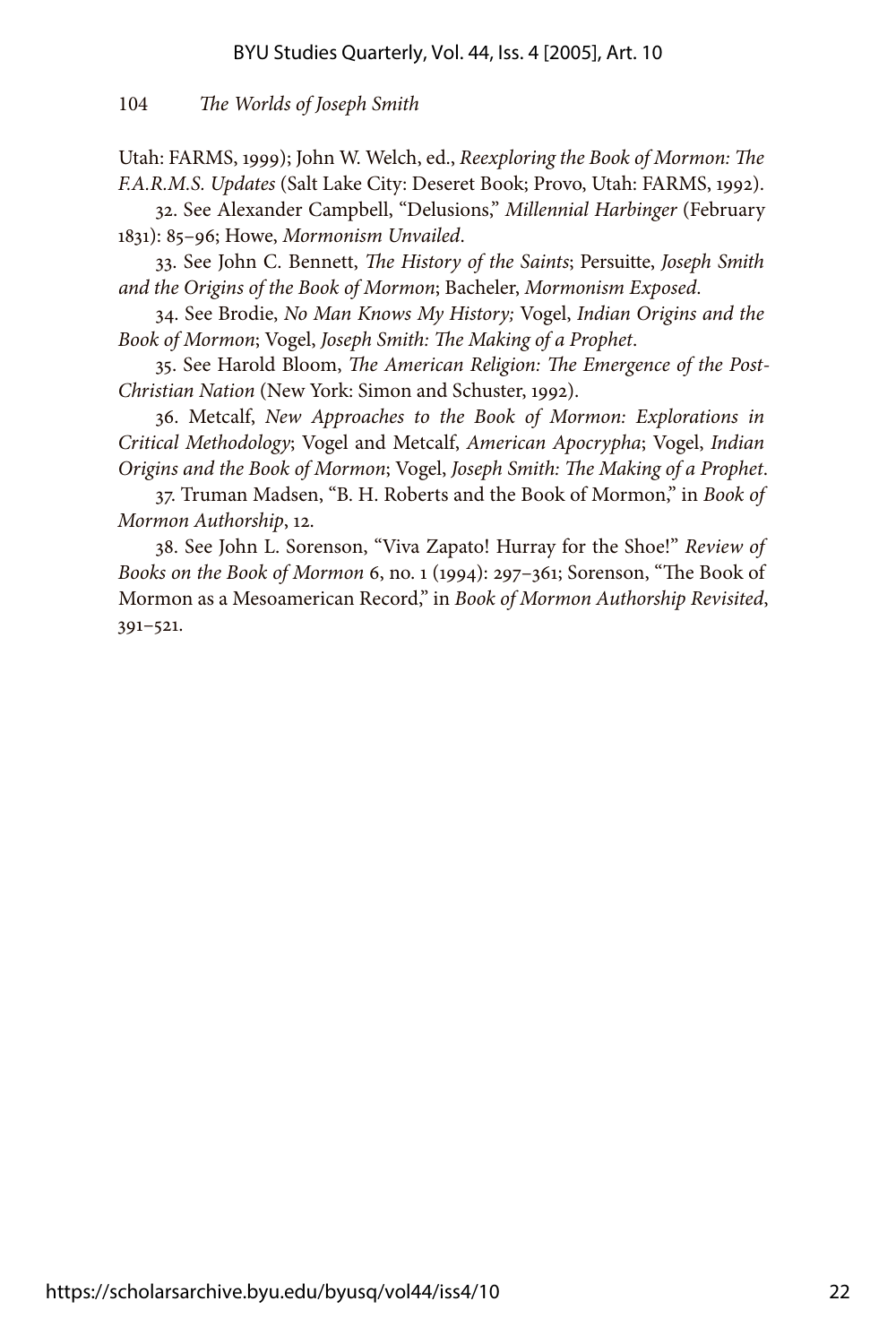Utah: FARMS, 1999); John W. Welch, ed., *Reexploring the Book of Mormon: The F.A.R.M.S. Updates* (Salt Lake City: Deseret Book; Provo, Utah: FARMS, 1992).

32. See Alexander Campbell, "Delusions," *Millennial Harbinger* (February 1831): 85–96; Howe, *Mormonism Unvailed*.

33. See John C. Bennett, *The History of the Saints*; Persuitte, *Joseph Smith and the Origins of the Book of Mormon*; Bacheler, *Mormonism Exposed*.

34. See Brodie, *No Man Knows My History;* Vogel, *Indian Origins and the Book of Mormon*; Vogel, *Joseph Smith: The Making of a Prophet*.

35. See Harold Bloom, *The American Religion: The Emergence of the Post-Christian Nation* (New York: Simon and Schuster, 1992).

36. Metcalf, *New Approaches to the Book of Mormon: Explorations in Critical Methodology*; Vogel and Metcalf, *American Apocrypha*; Vogel, *Indian Origins and the Book of Mormon*; Vogel, *Joseph Smith: The Making of a Prophet*.

37. Truman Madsen, "B. H. Roberts and the Book of Mormon," in *Book of Mormon Authorship*, 12.

38. See John L. Sorenson, "Viva Zapato! Hurray for the Shoe!" *Review of Books on the Book of Mormon* 6, no. 1 (1994): 297–361; Sorenson, "The Book of Mormon as a Mesoamerican Record," in *Book of Mormon Authorship Revisited*, 391–521.